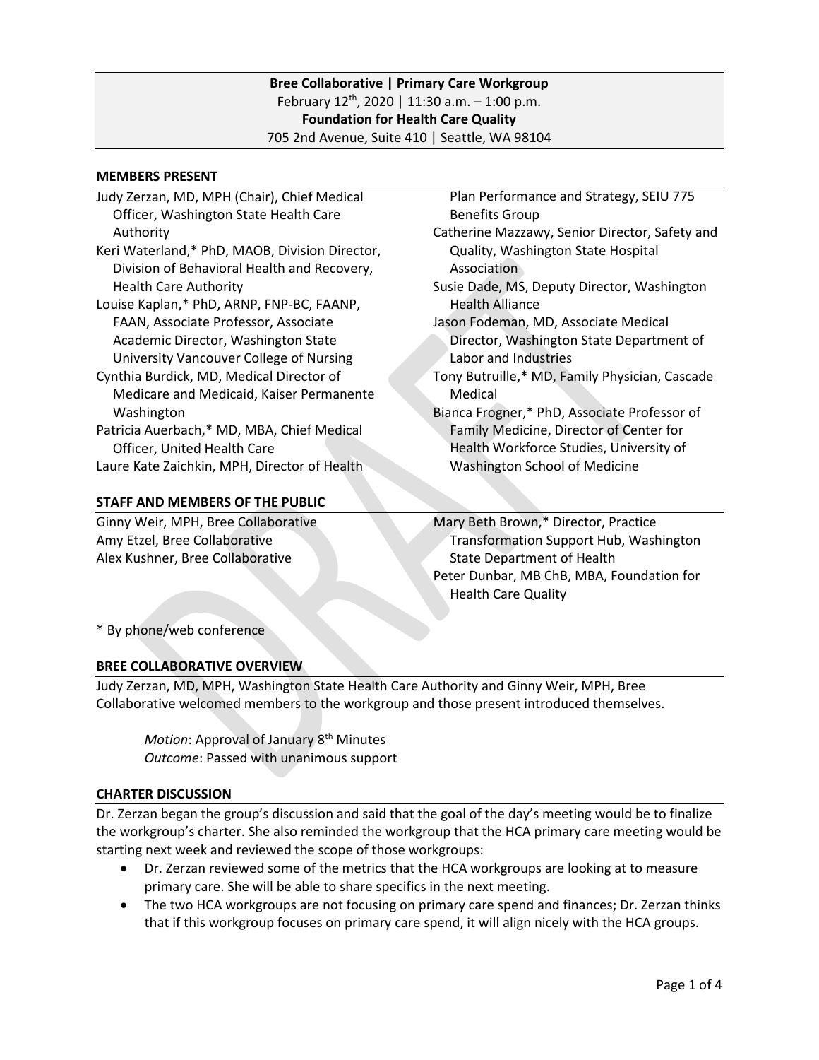**Bree Collaborative | Primary Care Workgroup**
February 12th, 2020 | 11:30 a.m. – 1:00 p.m.
**Foundation for Health Care Quality**
705 2nd Avenue, Suite 410 | Seattle, WA 98104

## MEMBERS PRESENT

Judy Zerzan, MD, MPH (Chair), Chief Medical Officer, Washington State Health Care Authority
Keri Waterland,* PhD, MAOB, Division Director, Division of Behavioral Health and Recovery, Health Care Authority
Louise Kaplan,* PhD, ARNP, FNP-BC, FAANP, FAAN, Associate Professor, Associate Academic Director, Washington State University Vancouver College of Nursing
Cynthia Burdick, MD, Medical Director of Medicare and Medicaid, Kaiser Permanente Washington
Patricia Auerbach,* MD, MBA, Chief Medical Officer, United Health Care
Laure Kate Zaichkin, MPH, Director of Health Plan Performance and Strategy, SEIU 775 Benefits Group
Catherine Mazzawy, Senior Director, Safety and Quality, Washington State Hospital Association
Susie Dade, MS, Deputy Director, Washington Health Alliance
Jason Fodeman, MD, Associate Medical Director, Washington State Department of Labor and Industries
Tony Butruille,* MD, Family Physician, Cascade Medical
Bianca Frogner,* PhD, Associate Professor of Family Medicine, Director of Center for Health Workforce Studies, University of Washington School of Medicine

## STAFF AND MEMBERS OF THE PUBLIC

Ginny Weir, MPH, Bree Collaborative
Amy Etzel, Bree Collaborative
Alex Kushner, Bree Collaborative
Mary Beth Brown,* Director, Practice Transformation Support Hub, Washington State Department of Health
Peter Dunbar, MB ChB, MBA, Foundation for Health Care Quality

* By phone/web conference

## BREE COLLABORATIVE OVERVIEW

Judy Zerzan, MD, MPH, Washington State Health Care Authority and Ginny Weir, MPH, Bree Collaborative welcomed members to the workgroup and those present introduced themselves.

> *Motion*: Approval of January 8th Minutes
> *Outcome*: Passed with unanimous support

## CHARTER DISCUSSION

Dr. Zerzan began the group's discussion and said that the goal of the day's meeting would be to finalize the workgroup's charter. She also reminded the workgroup that the HCA primary care meeting would be starting next week and reviewed the scope of those workgroups:

- Dr. Zerzan reviewed some of the metrics that the HCA workgroups are looking at to measure primary care. She will be able to share specifics in the next meeting.
- The two HCA workgroups are not focusing on primary care spend and finances; Dr. Zerzan thinks that if this workgroup focuses on primary care spend, it will align nicely with the HCA groups.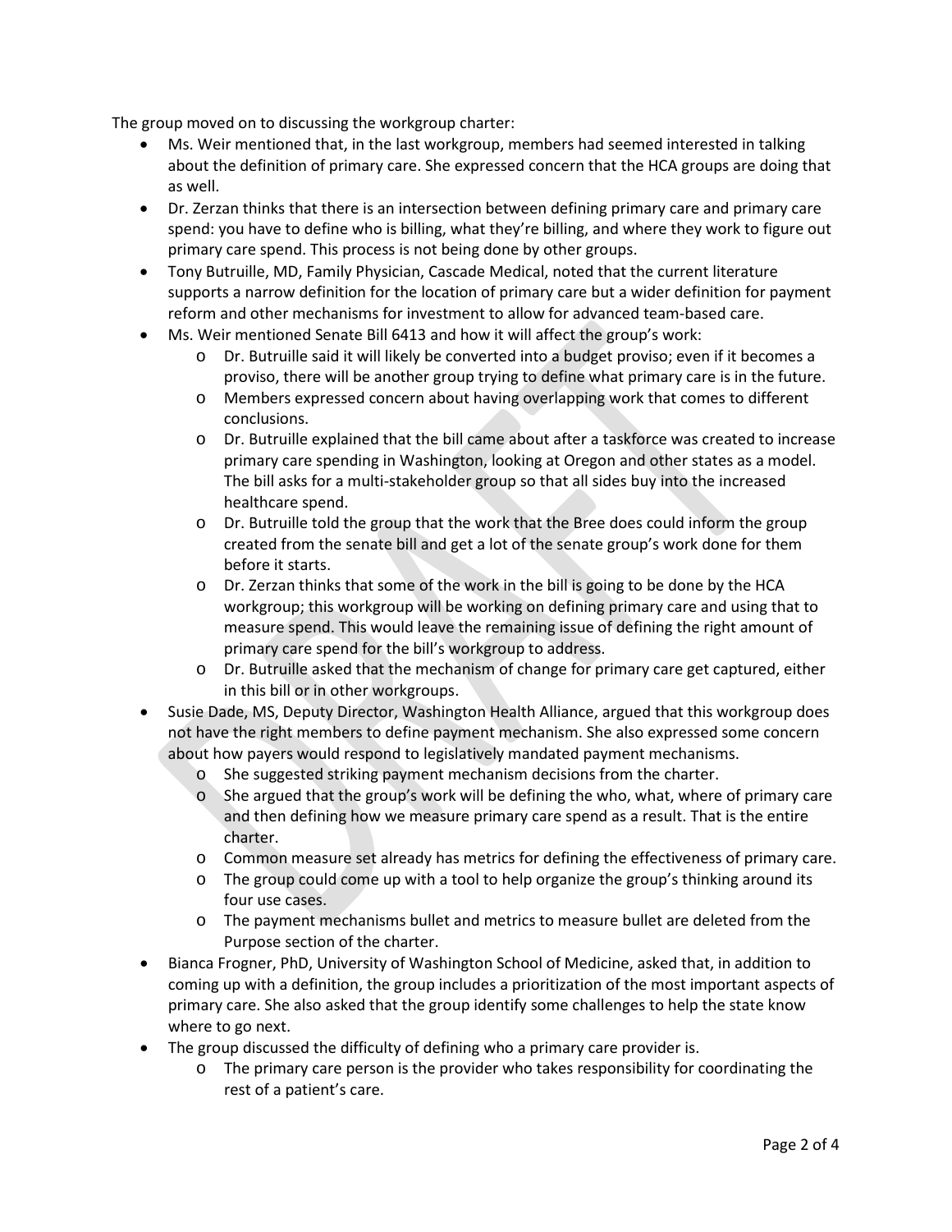The group moved on to discussing the workgroup charter:

- Ms. Weir mentioned that, in the last workgroup, members had seemed interested in talking about the definition of primary care. She expressed concern that the HCA groups are doing that as well.
- Dr. Zerzan thinks that there is an intersection between defining primary care and primary care spend: you have to define who is billing, what they're billing, and where they work to figure out primary care spend. This process is not being done by other groups.
- Tony Butruille, MD, Family Physician, Cascade Medical, noted that the current literature supports a narrow definition for the location of primary care but a wider definition for payment reform and other mechanisms for investment to allow for advanced team-based care.
- Ms. Weir mentioned Senate Bill 6413 and how it will affect the group's work:
    - Dr. Butruille said it will likely be converted into a budget proviso; even if it becomes a proviso, there will be another group trying to define what primary care is in the future.
    - Members expressed concern about having overlapping work that comes to different conclusions.
    - Dr. Butruille explained that the bill came about after a taskforce was created to increase primary care spending in Washington, looking at Oregon and other states as a model. The bill asks for a multi-stakeholder group so that all sides buy into the increased healthcare spend.
    - Dr. Butruille told the group that the work that the Bree does could inform the group created from the senate bill and get a lot of the senate group's work done for them before it starts.
    - Dr. Zerzan thinks that some of the work in the bill is going to be done by the HCA workgroup; this workgroup will be working on defining primary care and using that to measure spend. This would leave the remaining issue of defining the right amount of primary care spend for the bill's workgroup to address.
    - Dr. Butruille asked that the mechanism of change for primary care get captured, either in this bill or in other workgroups.
- Susie Dade, MS, Deputy Director, Washington Health Alliance, argued that this workgroup does not have the right members to define payment mechanism. She also expressed some concern about how payers would respond to legislatively mandated payment mechanisms.
    - She suggested striking payment mechanism decisions from the charter.
    - She argued that the group's work will be defining the who, what, where of primary care and then defining how we measure primary care spend as a result. That is the entire charter.
    - Common measure set already has metrics for defining the effectiveness of primary care.
    - The group could come up with a tool to help organize the group's thinking around its four use cases.
    - The payment mechanisms bullet and metrics to measure bullet are deleted from the Purpose section of the charter.
- Bianca Frogner, PhD, University of Washington School of Medicine, asked that, in addition to coming up with a definition, the group includes a prioritization of the most important aspects of primary care. She also asked that the group identify some challenges to help the state know where to go next.
- The group discussed the difficulty of defining who a primary care provider is.
    - The primary care person is the provider who takes responsibility for coordinating the rest of a patient's care.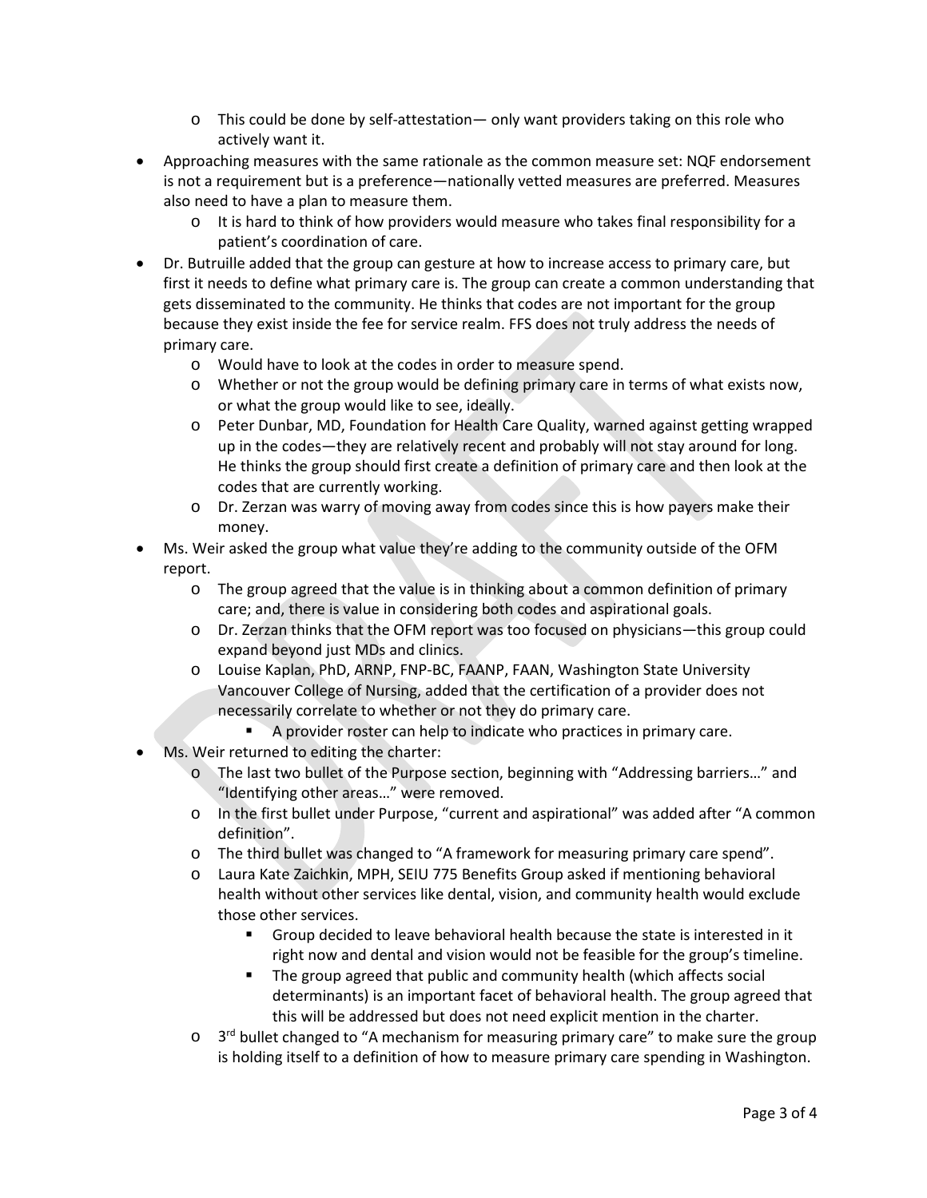- This could be done by self-attestation— only want providers taking on this role who actively want it.
- Approaching measures with the same rationale as the common measure set: NQF endorsement is not a requirement but is a preference—nationally vetted measures are preferred. Measures also need to have a plan to measure them.
    - It is hard to think of how providers would measure who takes final responsibility for a patient's coordination of care.
- Dr. Butruille added that the group can gesture at how to increase access to primary care, but first it needs to define what primary care is. The group can create a common understanding that gets disseminated to the community. He thinks that codes are not important for the group because they exist inside the fee for service realm. FFS does not truly address the needs of primary care.
    - Would have to look at the codes in order to measure spend.
    - Whether or not the group would be defining primary care in terms of what exists now, or what the group would like to see, ideally.
    - Peter Dunbar, MD, Foundation for Health Care Quality, warned against getting wrapped up in the codes—they are relatively recent and probably will not stay around for long. He thinks the group should first create a definition of primary care and then look at the codes that are currently working.
    - Dr. Zerzan was warry of moving away from codes since this is how payers make their money.
- Ms. Weir asked the group what value they're adding to the community outside of the OFM report.
    - The group agreed that the value is in thinking about a common definition of primary care; and, there is value in considering both codes and aspirational goals.
    - Dr. Zerzan thinks that the OFM report was too focused on physicians—this group could expand beyond just MDs and clinics.
    - Louise Kaplan, PhD, ARNP, FNP-BC, FAANP, FAAN, Washington State University Vancouver College of Nursing, added that the certification of a provider does not necessarily correlate to whether or not they do primary care.
        - A provider roster can help to indicate who practices in primary care.
- Ms. Weir returned to editing the charter:
    - The last two bullet of the Purpose section, beginning with "Addressing barriers…" and "Identifying other areas…" were removed.
    - In the first bullet under Purpose, "current and aspirational" was added after "A common definition".
    - The third bullet was changed to "A framework for measuring primary care spend".
    - Laura Kate Zaichkin, MPH, SEIU 775 Benefits Group asked if mentioning behavioral health without other services like dental, vision, and community health would exclude those other services.
        - Group decided to leave behavioral health because the state is interested in it right now and dental and vision would not be feasible for the group's timeline.
        - The group agreed that public and community health (which affects social determinants) is an important facet of behavioral health. The group agreed that this will be addressed but does not need explicit mention in the charter.
    - 3rd bullet changed to "A mechanism for measuring primary care" to make sure the group is holding itself to a definition of how to measure primary care spending in Washington.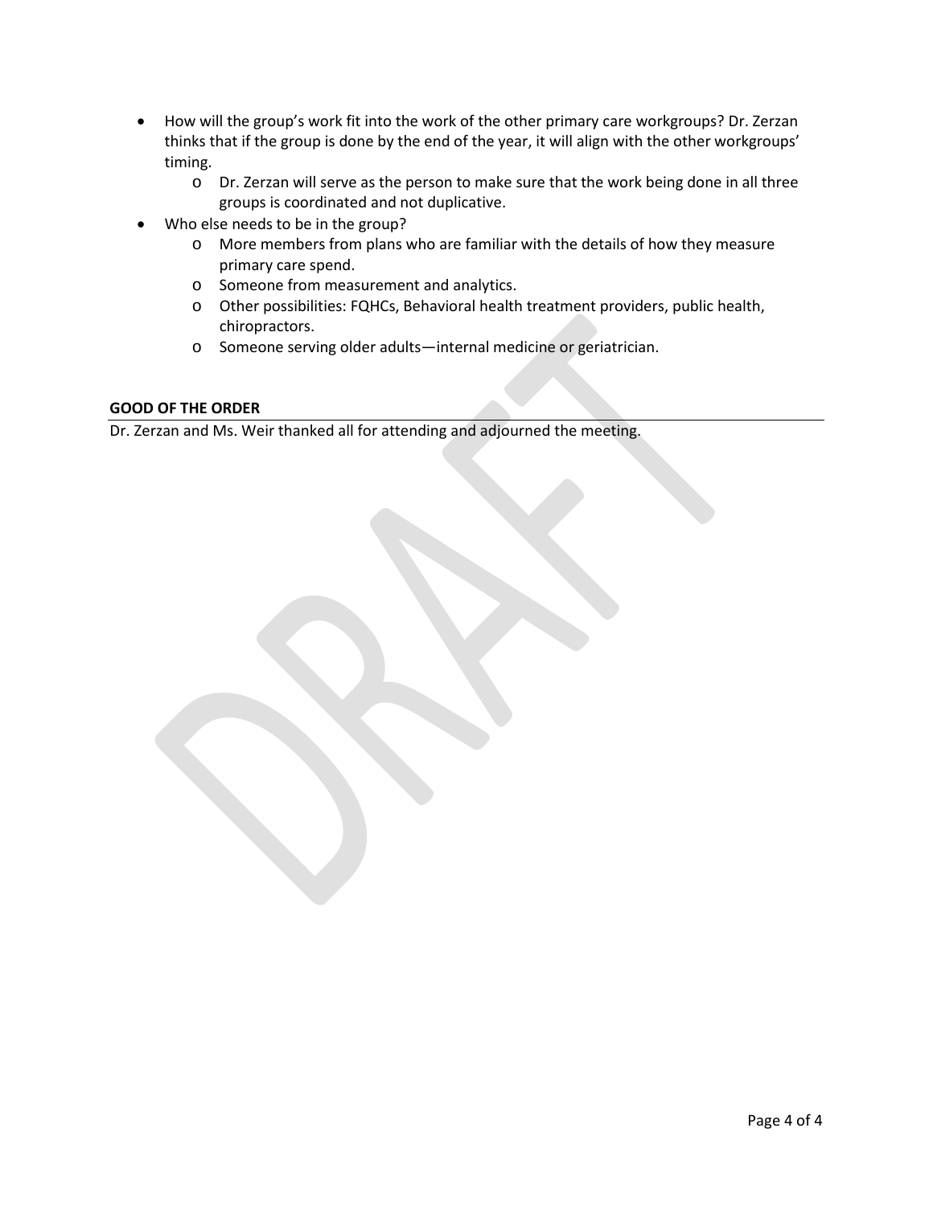- How will the group's work fit into the work of the other primary care workgroups? Dr. Zerzan thinks that if the group is done by the end of the year, it will align with the other workgroups' timing.
  - Dr. Zerzan will serve as the person to make sure that the work being done in all three groups is coordinated and not duplicative.
- Who else needs to be in the group?
  - More members from plans who are familiar with the details of how they measure primary care spend.
  - Someone from measurement and analytics.
  - Other possibilities: FQHCs, Behavioral health treatment providers, public health, chiropractors.
  - Someone serving older adults—internal medicine or geriatrician.

**GOOD OF THE ORDER**

Dr. Zerzan and Ms. Weir thanked all for attending and adjourned the meeting.